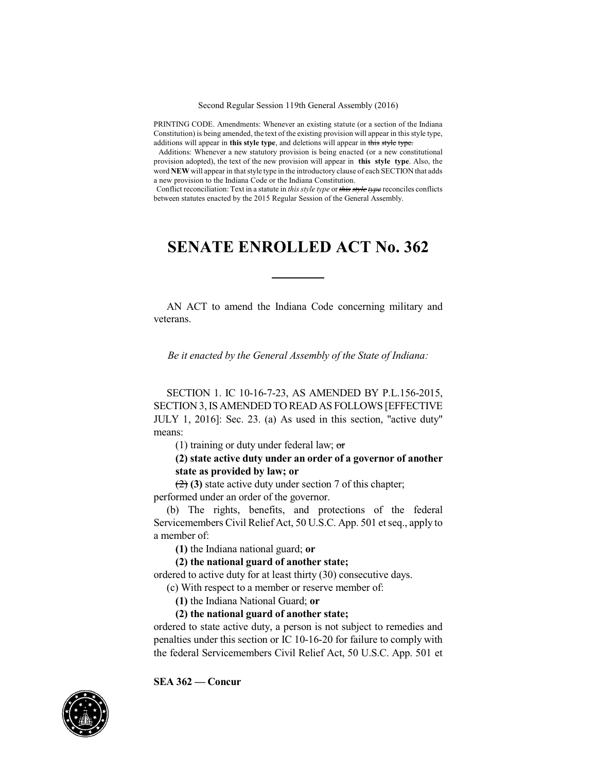Second Regular Session 119th General Assembly (2016)

PRINTING CODE. Amendments: Whenever an existing statute (or a section of the Indiana Constitution) is being amended, the text of the existing provision will appear in this style type, additions will appear in **this style type**, and deletions will appear in ~~this style type.~~

Additions: Whenever a new statutory provision is being enacted (or a new constitutional provision adopted), the text of the new provision will appear in **this style type**. Also, the word **NEW** will appear in that style type in the introductory clause of each SECTION that adds a new provision to the Indiana Code or the Indiana Constitution.

Conflict reconciliation: Text in a statute in *this style type* or ~~*this style type*~~ reconciles conflicts between statutes enacted by the 2015 Regular Session of the General Assembly.

# SENATE ENROLLED ACT No. 362

AN ACT to amend the Indiana Code concerning military and veterans.

*Be it enacted by the General Assembly of the State of Indiana:*

SECTION 1. IC 10-16-7-23, AS AMENDED BY P.L.156-2015, SECTION 3, IS AMENDED TO READ AS FOLLOWS [EFFECTIVE JULY 1, 2016]: Sec. 23. (a) As used in this section, "active duty" means:

(1) training or duty under federal law; ~~or~~

**(2) state active duty under an order of a governor of another state as provided by law; or**

~~(2)~~ **(3)** state active duty under section 7 of this chapter;

performed under an order of the governor.

(b) The rights, benefits, and protections of the federal Servicemembers Civil Relief Act, 50 U.S.C. App. 501 et seq., apply to a member of:

**(1)** the Indiana national guard; **or**

**(2) the national guard of another state;**

ordered to active duty for at least thirty (30) consecutive days.

(c) With respect to a member or reserve member of:

**(1)** the Indiana National Guard; **or**

**(2) the national guard of another state;**

ordered to state active duty, a person is not subject to remedies and penalties under this section or IC 10-16-20 for failure to comply with the federal Servicemembers Civil Relief Act, 50 U.S.C. App. 501 et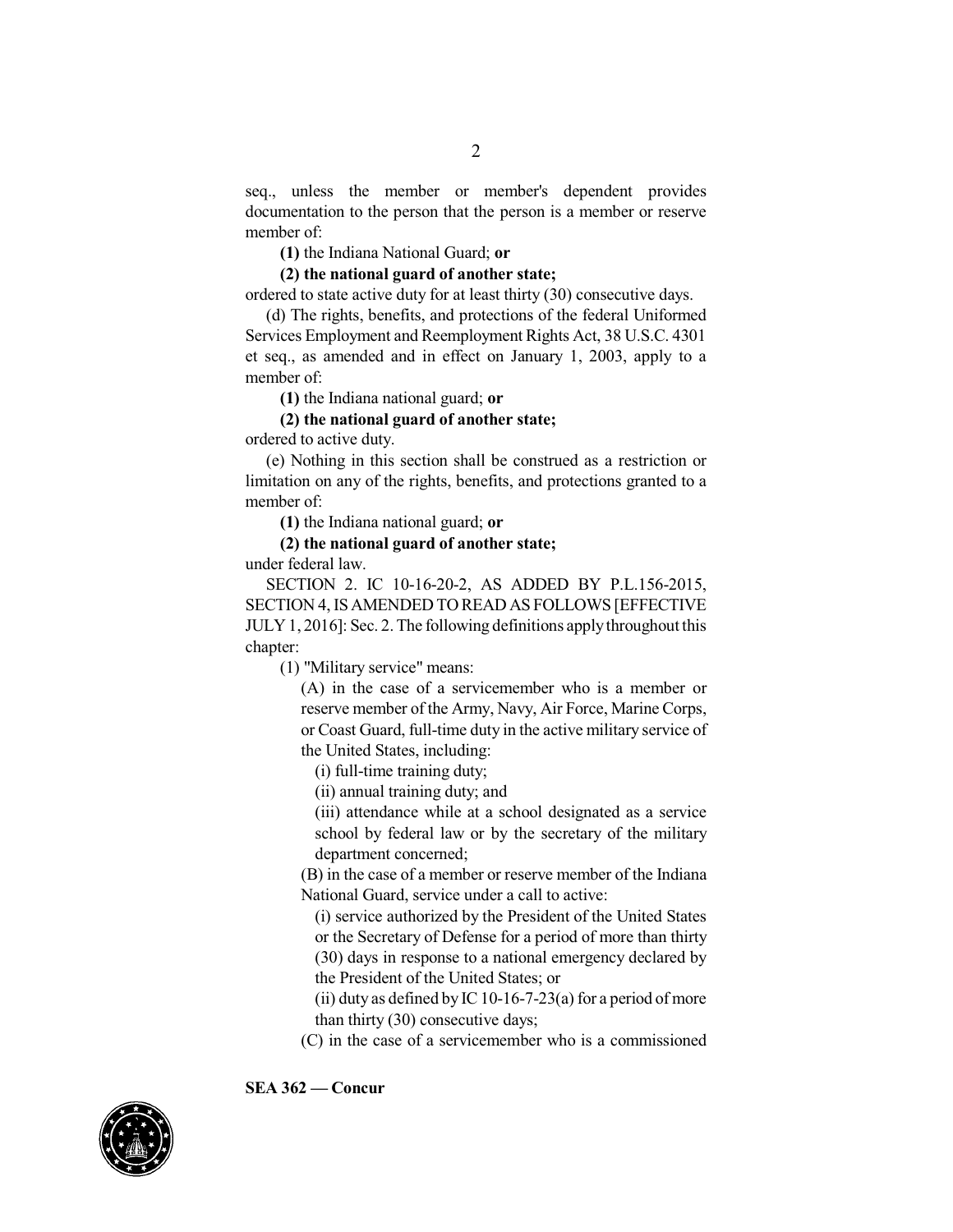seq., unless the member or member's dependent provides documentation to the person that the person is a member or reserve member of:

**(1)** the Indiana National Guard; **or**

**(2) the national guard of another state;**

ordered to state active duty for at least thirty (30) consecutive days.

(d) The rights, benefits, and protections of the federal Uniformed Services Employment and Reemployment Rights Act, 38 U.S.C. 4301 et seq., as amended and in effect on January 1, 2003, apply to a member of:

**(1)** the Indiana national guard; **or**

**(2) the national guard of another state;**

ordered to active duty.

(e) Nothing in this section shall be construed as a restriction or limitation on any of the rights, benefits, and protections granted to a member of:

**(1)** the Indiana national guard; **or**

**(2) the national guard of another state;**

under federal law.

SECTION 2. IC 10-16-20-2, AS ADDED BY P.L.156-2015, SECTION 4, IS AMENDED TO READ AS FOLLOWS [EFFECTIVE JULY 1, 2016]: Sec. 2. The following definitions apply throughout this chapter:

(1) "Military service" means:

(A) in the case of a servicemember who is a member or reserve member of the Army, Navy, Air Force, Marine Corps, or Coast Guard, full-time duty in the active military service of the United States, including:

(i) full-time training duty;

(ii) annual training duty; and

(iii) attendance while at a school designated as a service school by federal law or by the secretary of the military department concerned;

(B) in the case of a member or reserve member of the Indiana National Guard, service under a call to active:

(i) service authorized by the President of the United States or the Secretary of Defense for a period of more than thirty (30) days in response to a national emergency declared by the President of the United States; or

(ii) duty as defined by IC 10-16-7-23(a) for a period of more than thirty (30) consecutive days;

(C) in the case of a servicemember who is a commissioned

**SEA 362 — Concur**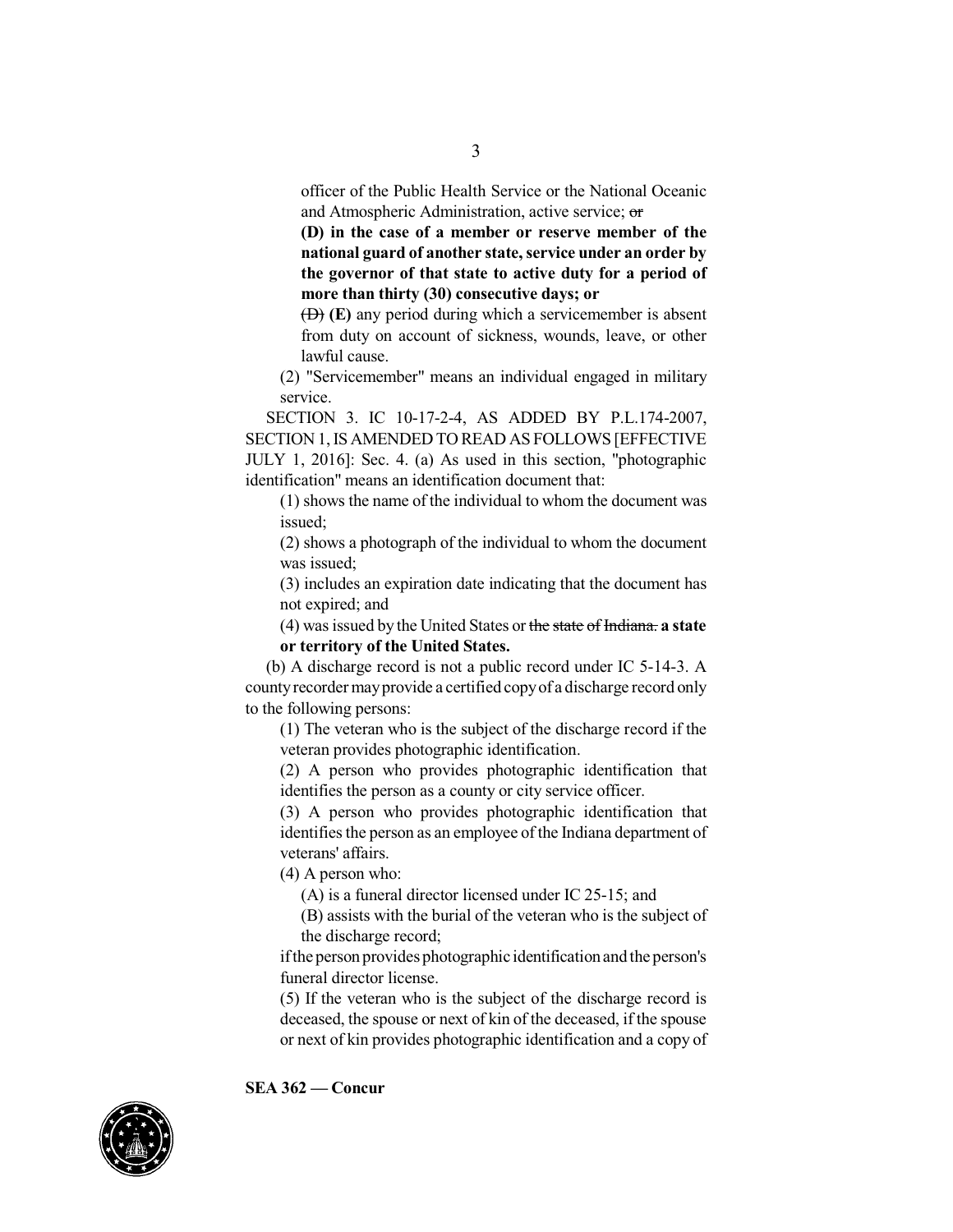officer of the Public Health Service or the National Oceanic and Atmospheric Administration, active service; ~~or~~

**(D) in the case of a member or reserve member of the national guard of another state, service under an order by the governor of that state to active duty for a period of more than thirty (30) consecutive days; or**

~~(D)~~ **(E)** any period during which a servicemember is absent from duty on account of sickness, wounds, leave, or other lawful cause.

(2) "Servicemember" means an individual engaged in military service.

SECTION 3. IC 10-17-2-4, AS ADDED BY P.L.174-2007, SECTION 1, IS AMENDED TO READ AS FOLLOWS [EFFECTIVE JULY 1, 2016]: Sec. 4. (a) As used in this section, "photographic identification" means an identification document that:

(1) shows the name of the individual to whom the document was issued;

(2) shows a photograph of the individual to whom the document was issued;

(3) includes an expiration date indicating that the document has not expired; and

(4) was issued by the United States or ~~the state of Indiana.~~ **a state or territory of the United States.**

(b) A discharge record is not a public record under IC 5-14-3. A county recorder may provide a certified copy of a discharge record only to the following persons:

(1) The veteran who is the subject of the discharge record if the veteran provides photographic identification.

(2) A person who provides photographic identification that identifies the person as a county or city service officer.

(3) A person who provides photographic identification that identifies the person as an employee of the Indiana department of veterans' affairs.

(4) A person who:

(A) is a funeral director licensed under IC 25-15; and

(B) assists with the burial of the veteran who is the subject of the discharge record;

if the person provides photographic identification and the person's funeral director license.

(5) If the veteran who is the subject of the discharge record is deceased, the spouse or next of kin of the deceased, if the spouse or next of kin provides photographic identification and a copy of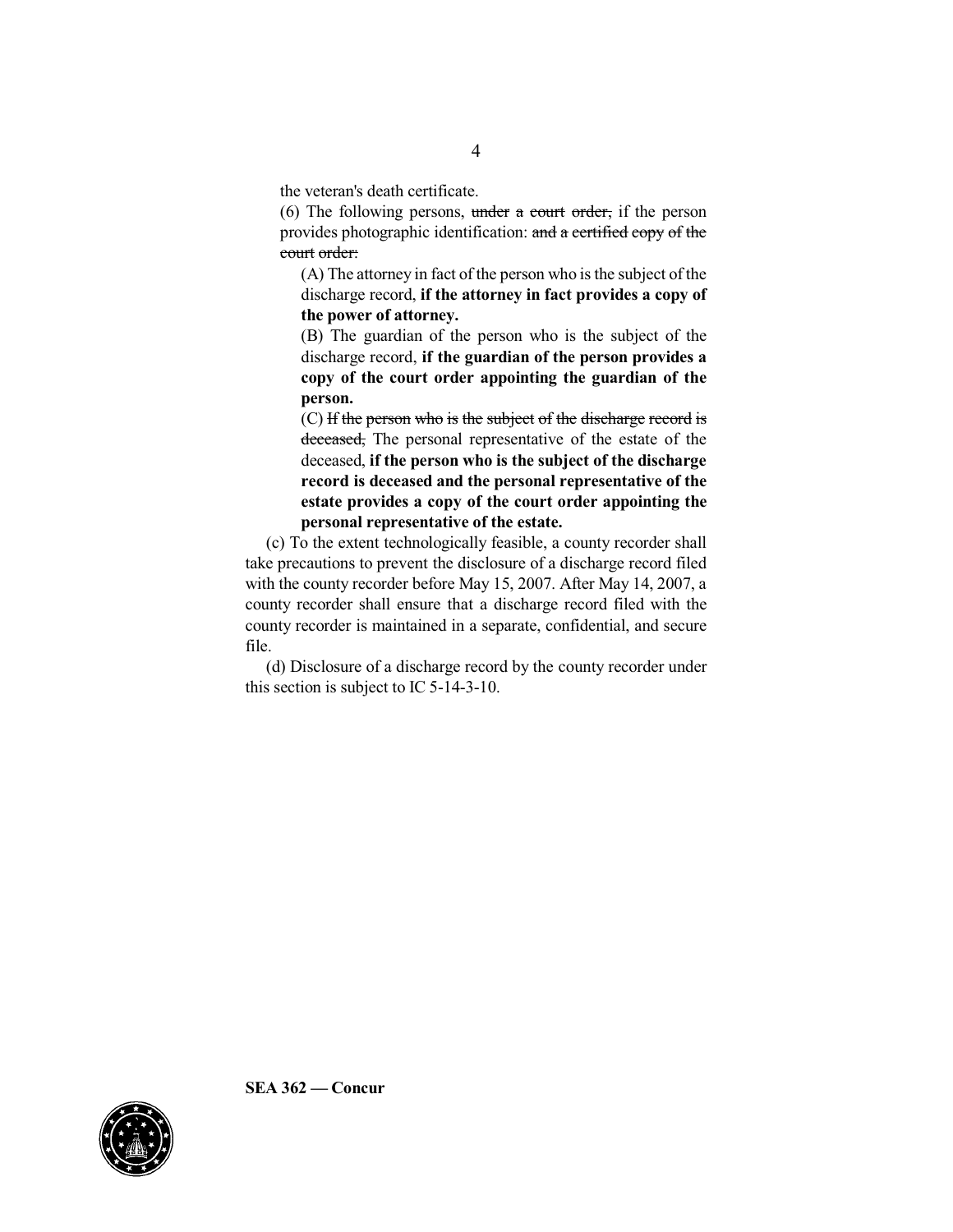the veteran's death certificate.

(6) The following persons, ~~under a court order,~~ if the person provides photographic identification: ~~and a certified copy of the court order:~~

(A) The attorney in fact of the person who is the subject of the discharge record, **if the attorney in fact provides a copy of the power of attorney.**

(B) The guardian of the person who is the subject of the discharge record, **if the guardian of the person provides a copy of the court order appointing the guardian of the person.**

(C) ~~If the person who is the subject of the discharge record is deceased,~~ The personal representative of the estate of the deceased, **if the person who is the subject of the discharge record is deceased and the personal representative of the estate provides a copy of the court order appointing the personal representative of the estate.**

(c) To the extent technologically feasible, a county recorder shall take precautions to prevent the disclosure of a discharge record filed with the county recorder before May 15, 2007. After May 14, 2007, a county recorder shall ensure that a discharge record filed with the county recorder is maintained in a separate, confidential, and secure file.

(d) Disclosure of a discharge record by the county recorder under this section is subject to IC 5-14-3-10.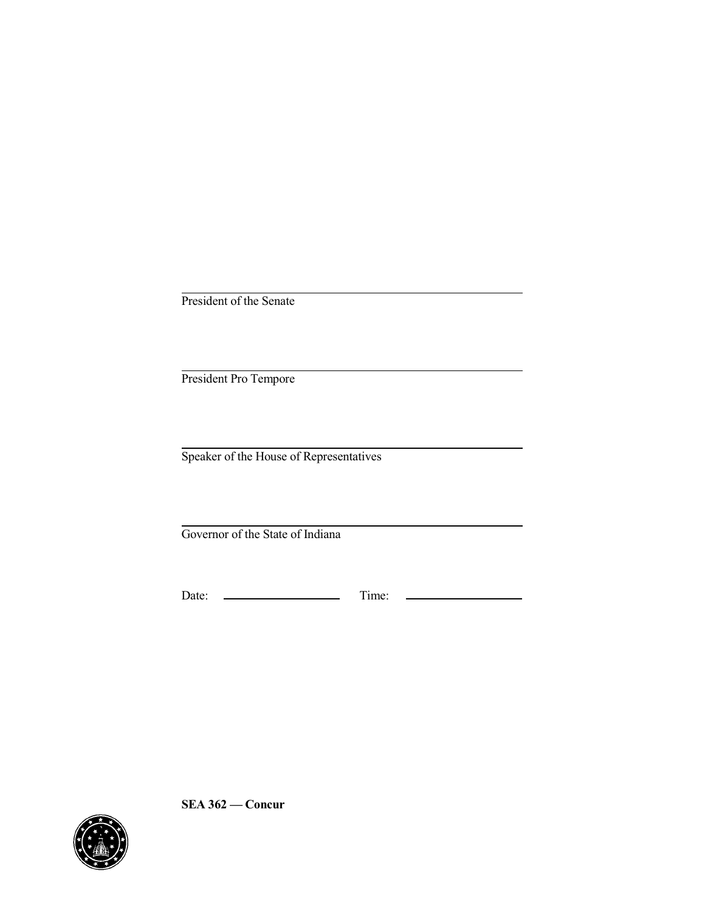President of the Senate

President Pro Tempore

Speaker of the House of Representatives

Governor of the State of Indiana

Date: \_\_\_\_\_\_\_\_\_\_\_\_\_\_\_\_\_\_ Time: \_\_\_\_\_\_\_\_\_\_\_\_\_\_\_\_\_\_

**SEA 362 — Concur**